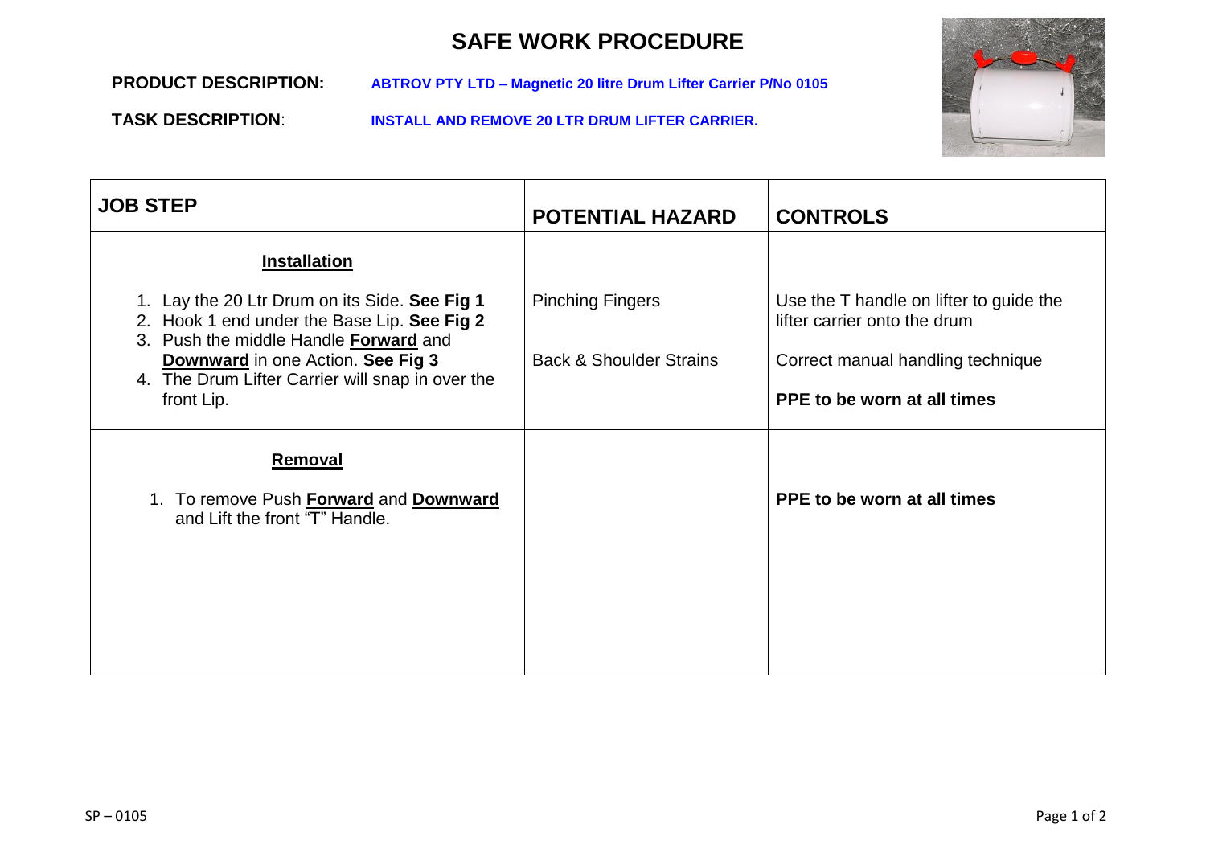# SAFE WORK PROCEDURE

**PRODUCT DESCRIPTION:** **ABTROV PTY LTD – Magnetic 20 litre Drum Lifter Carrier P/No 0105**

**TASK DESCRIPTION**: **INSTALL AND REMOVE 20 LTR DRUM LIFTER CARRIER.**

| JOB STEP | POTENTIAL HAZARD | CONTROLS |
|---|---|---|
| **Installation**<br><br>1. Lay the 20 Ltr Drum on its Side. **See Fig 1**<br>2. Hook 1 end under the Base Lip. **See Fig 2**<br>3. Push the middle Handle **Forward** and **Downward** in one Action. **See Fig 3**<br>4. The Drum Lifter Carrier will snap in over the front Lip. | Pinching Fingers<br><br>Back & Shoulder Strains | Use the T handle on lifter to guide the lifter carrier onto the drum<br><br>Correct manual handling technique<br><br>**PPE to be worn at all times** |
| **Removal**<br><br>1. To remove Push **Forward** and **Downward** and Lift the front "T" Handle. | | **PPE to be worn at all times** |

SP – 0105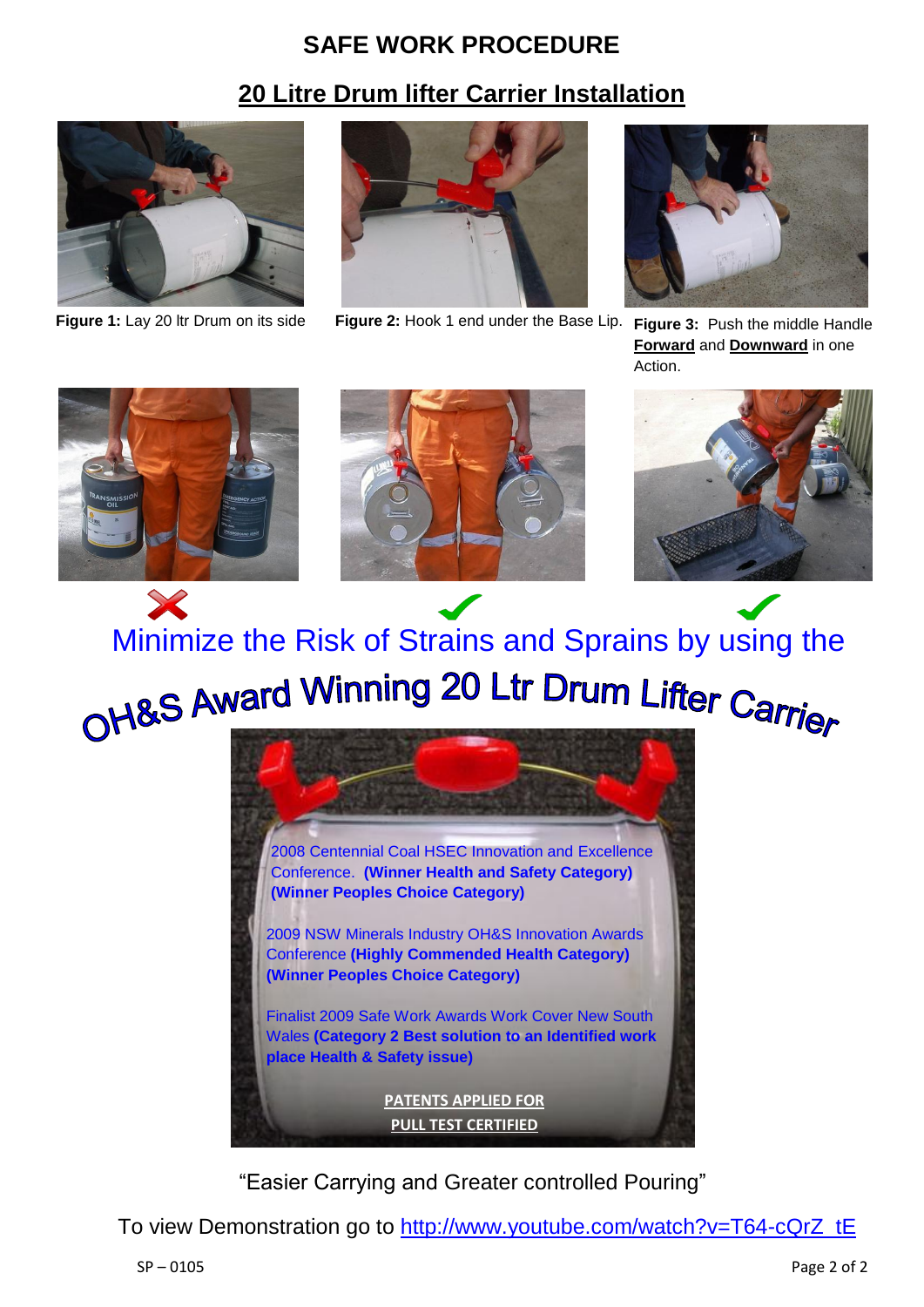# SAFE WORK PROCEDURE

## 20 Litre Drum lifter Carrier Installation

**Figure 1:** Lay 20 ltr Drum on its side

**Figure 2:** Hook 1 end under the Base Lip.

**Figure 3:** Push the middle Handle **Forward** and **Downward** in one Action.

Minimize the Risk of Strains and Sprains by using the

OH&S Award Winning 20 Ltr Drum Lifter Carrier

2008 Centennial Coal HSEC Innovation and Excellence Conference. **(Winner Health and Safety Category)** **(Winner Peoples Choice Category)**

2009 NSW Minerals Industry OH&S Innovation Awards Conference **(Highly Commended Health Category)** **(Winner Peoples Choice Category)**

Finalist 2009 Safe Work Awards Work Cover New South Wales **(Category 2 Best solution to an Identified work place Health & Safety issue)**

**PATENTS APPLIED FOR**

**PULL TEST CERTIFIED**

"Easier Carrying and Greater controlled Pouring"

To view Demonstration go to http://www.youtube.com/watch?v=T64-cQrZ_tE

SP – 0105